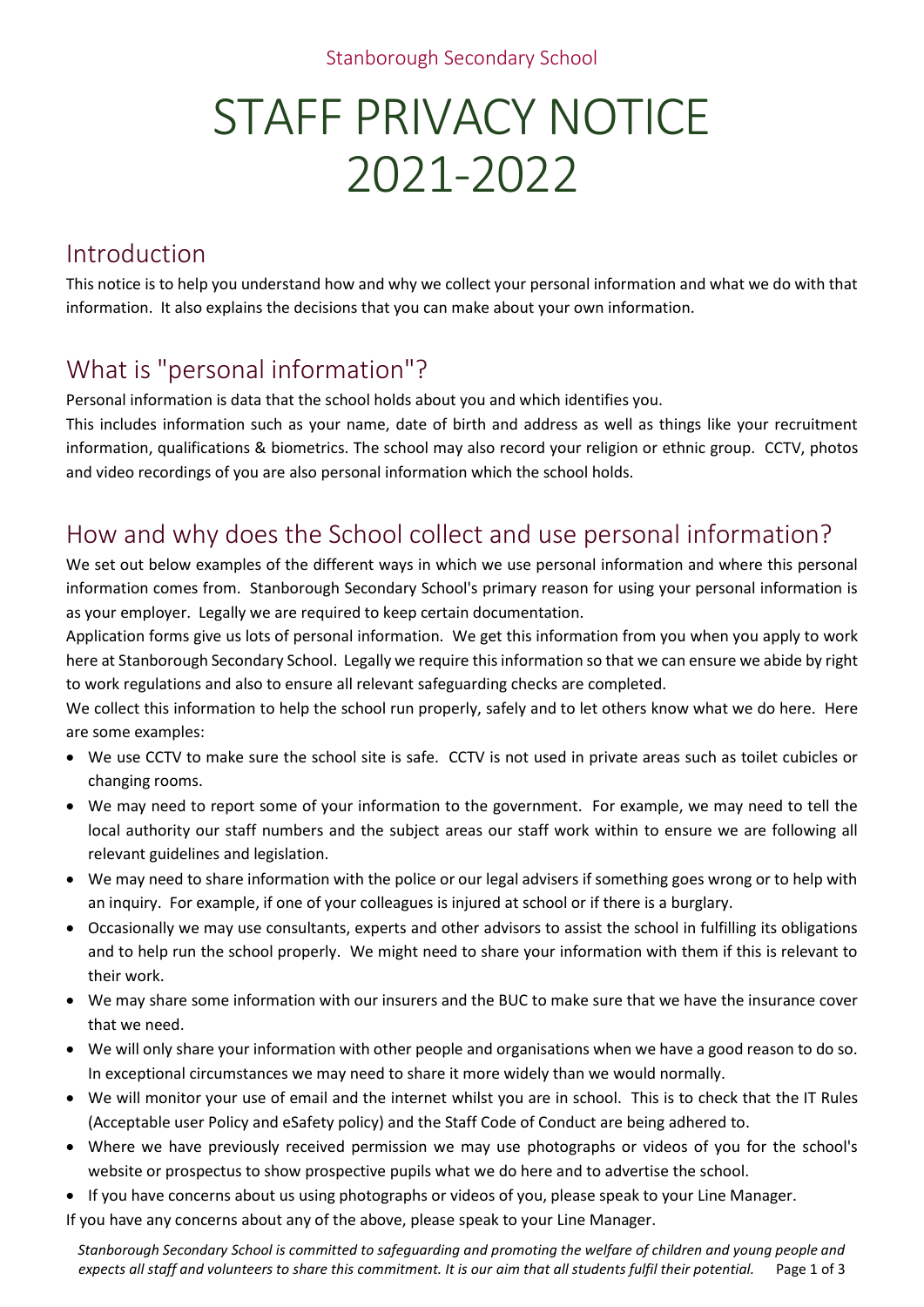Stanborough Secondary School

# STAFF PRIVACY NOTICE 2021-2022

## Introduction

This notice is to help you understand how and why we collect your personal information and what we do with that information. It also explains the decisions that you can make about your own information.

## What is "personal information"?

Personal information is data that the school holds about you and which identifies you.

This includes information such as your name, date of birth and address as well as things like your recruitment information, qualifications & biometrics. The school may also record your religion or ethnic group. CCTV, photos and video recordings of you are also personal information which the school holds.

## How and why does the School collect and use personal information?

We set out below examples of the different ways in which we use personal information and where this personal information comes from. Stanborough Secondary School's primary reason for using your personal information is as your employer. Legally we are required to keep certain documentation.

Application forms give us lots of personal information. We get this information from you when you apply to work here at Stanborough Secondary School. Legally we require this information so that we can ensure we abide by right to work regulations and also to ensure all relevant safeguarding checks are completed.

We collect this information to help the school run properly, safely and to let others know what we do here. Here are some examples:

- We use CCTV to make sure the school site is safe. CCTV is not used in private areas such as toilet cubicles or changing rooms.
- We may need to report some of your information to the government. For example, we may need to tell the local authority our staff numbers and the subject areas our staff work within to ensure we are following all relevant guidelines and legislation.
- We may need to share information with the police or our legal advisers if something goes wrong or to help with an inquiry. For example, if one of your colleagues is injured at school or if there is a burglary.
- Occasionally we may use consultants, experts and other advisors to assist the school in fulfilling its obligations and to help run the school properly. We might need to share your information with them if this is relevant to their work.
- We may share some information with our insurers and the BUC to make sure that we have the insurance cover that we need.
- We will only share your information with other people and organisations when we have a good reason to do so. In exceptional circumstances we may need to share it more widely than we would normally.
- We will monitor your use of email and the internet whilst you are in school. This is to check that the IT Rules (Acceptable user Policy and eSafety policy) and the Staff Code of Conduct are being adhered to.
- Where we have previously received permission we may use photographs or videos of you for the school's website or prospectus to show prospective pupils what we do here and to advertise the school.
- If you have concerns about us using photographs or videos of you, please speak to your Line Manager.

If you have any concerns about any of the above, please speak to your Line Manager.

*Stanborough Secondary School is committed to safeguarding and promoting the welfare of children and young people and expects all staff and volunteers to share this commitment. It is our aim that all students fulfil their potential.*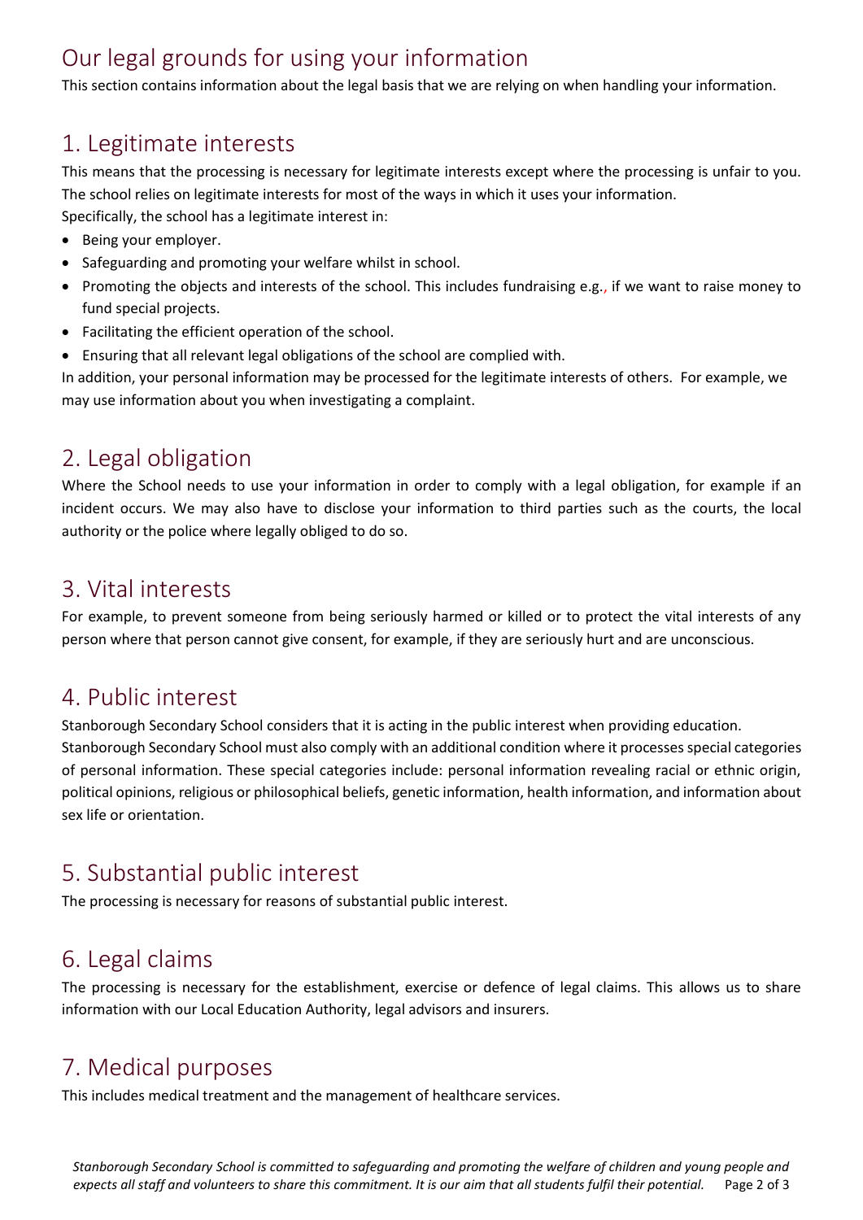# Our legal grounds for using your information

This section contains information about the legal basis that we are relying on when handling your information.

## 1. Legitimate interests

This means that the processing is necessary for legitimate interests except where the processing is unfair to you. The school relies on legitimate interests for most of the ways in which it uses your information.

Specifically, the school has a legitimate interest in:

- Being your employer.
- Safeguarding and promoting your welfare whilst in school.
- Promoting the objects and interests of the school. This includes fundraising e.g., if we want to raise money to fund special projects.
- Facilitating the efficient operation of the school.
- Ensuring that all relevant legal obligations of the school are complied with.

In addition, your personal information may be processed for the legitimate interests of others. For example, we may use information about you when investigating a complaint.

## 2. Legal obligation

Where the School needs to use your information in order to comply with a legal obligation, for example if an incident occurs. We may also have to disclose your information to third parties such as the courts, the local authority or the police where legally obliged to do so.

## 3. Vital interests

For example, to prevent someone from being seriously harmed or killed or to protect the vital interests of any person where that person cannot give consent, for example, if they are seriously hurt and are unconscious.

## 4. Public interest

Stanborough Secondary School considers that it is acting in the public interest when providing education.

Stanborough Secondary School must also comply with an additional condition where it processes special categories of personal information. These special categories include: personal information revealing racial or ethnic origin, political opinions, religious or philosophical beliefs, genetic information, health information, and information about sex life or orientation.

## 5. Substantial public interest

The processing is necessary for reasons of substantial public interest.

## 6. Legal claims

The processing is necessary for the establishment, exercise or defence of legal claims. This allows us to share information with our Local Education Authority, legal advisors and insurers.

## 7. Medical purposes

This includes medical treatment and the management of healthcare services.

*Stanborough Secondary School is committed to safeguarding and promoting the welfare of children and young people and expects all staff and volunteers to share this commitment. It is our aim that all students fulfil their potential.*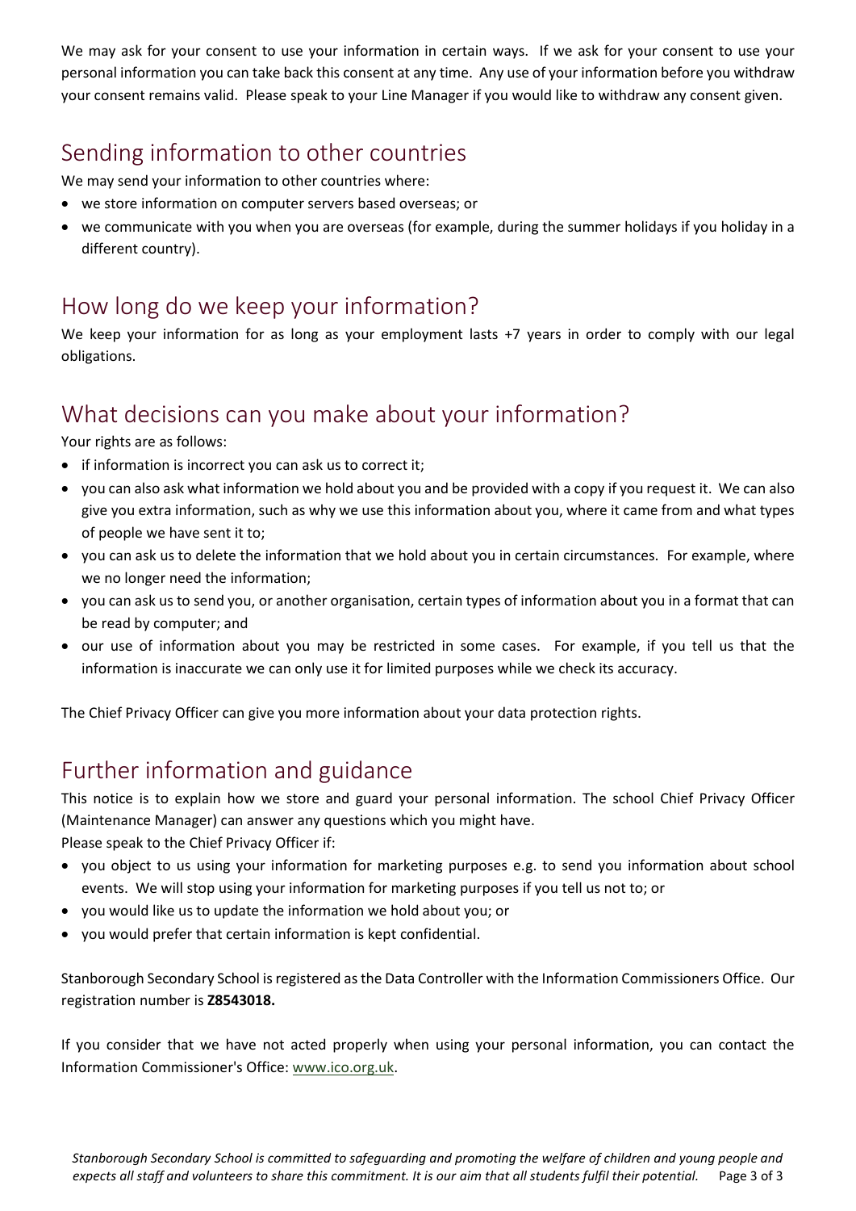We may ask for your consent to use your information in certain ways. If we ask for your consent to use your personal information you can take back this consent at any time. Any use of your information before you withdraw your consent remains valid. Please speak to your Line Manager if you would like to withdraw any consent given.

## Sending information to other countries

We may send your information to other countries where:

- we store information on computer servers based overseas; or
- we communicate with you when you are overseas (for example, during the summer holidays if you holiday in a different country).

## How long do we keep your information?

We keep your information for as long as your employment lasts +7 years in order to comply with our legal obligations.

## What decisions can you make about your information?

Your rights are as follows:

- if information is incorrect you can ask us to correct it;
- you can also ask what information we hold about you and be provided with a copy if you request it. We can also give you extra information, such as why we use this information about you, where it came from and what types of people we have sent it to;
- you can ask us to delete the information that we hold about you in certain circumstances. For example, where we no longer need the information;
- you can ask us to send you, or another organisation, certain types of information about you in a format that can be read by computer; and
- our use of information about you may be restricted in some cases. For example, if you tell us that the information is inaccurate we can only use it for limited purposes while we check its accuracy.

The Chief Privacy Officer can give you more information about your data protection rights.

## Further information and guidance

This notice is to explain how we store and guard your personal information. The school Chief Privacy Officer (Maintenance Manager) can answer any questions which you might have.

Please speak to the Chief Privacy Officer if:

- you object to us using your information for marketing purposes e.g. to send you information about school events. We will stop using your information for marketing purposes if you tell us not to; or
- you would like us to update the information we hold about you; or
- you would prefer that certain information is kept confidential.

Stanborough Secondary School is registered as the Data Controller with the Information Commissioners Office. Our registration number is **Z8543018.**

If you consider that we have not acted properly when using your personal information, you can contact the Information Commissioner's Office: www.ico.org.uk.

*Stanborough Secondary School is committed to safeguarding and promoting the welfare of children and young people and expects all staff and volunteers to share this commitment. It is our aim that all students fulfil their potential.*